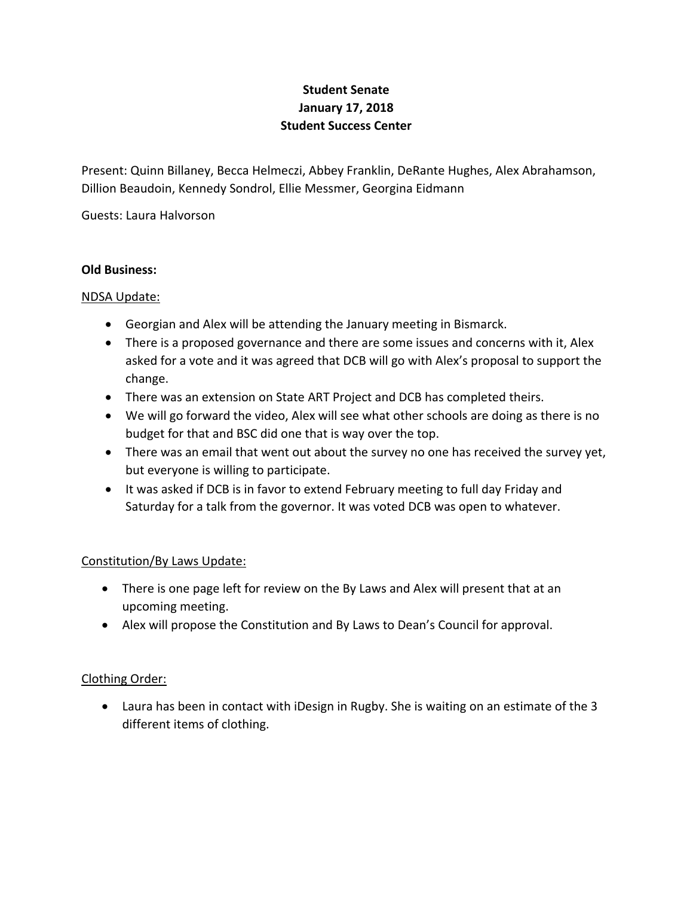**Student Senate**
**January 17, 2018**
**Student Success Center**

Present: Quinn Billaney, Becca Helmeczi, Abbey Franklin, DeRante Hughes, Alex Abrahamson, Dillion Beaudoin, Kennedy Sondrol, Ellie Messmer, Georgina Eidmann

Guests: Laura Halvorson

**Old Business:**

NDSA Update:

- Georgian and Alex will be attending the January meeting in Bismarck.
- There is a proposed governance and there are some issues and concerns with it, Alex asked for a vote and it was agreed that DCB will go with Alex's proposal to support the change.
- There was an extension on State ART Project and DCB has completed theirs.
- We will go forward the video, Alex will see what other schools are doing as there is no budget for that and BSC did one that is way over the top.
- There was an email that went out about the survey no one has received the survey yet, but everyone is willing to participate.
- It was asked if DCB is in favor to extend February meeting to full day Friday and Saturday for a talk from the governor. It was voted DCB was open to whatever.

Constitution/By Laws Update:

- There is one page left for review on the By Laws and Alex will present that at an upcoming meeting.
- Alex will propose the Constitution and By Laws to Dean's Council for approval.

Clothing Order:

- Laura has been in contact with iDesign in Rugby. She is waiting on an estimate of the 3 different items of clothing.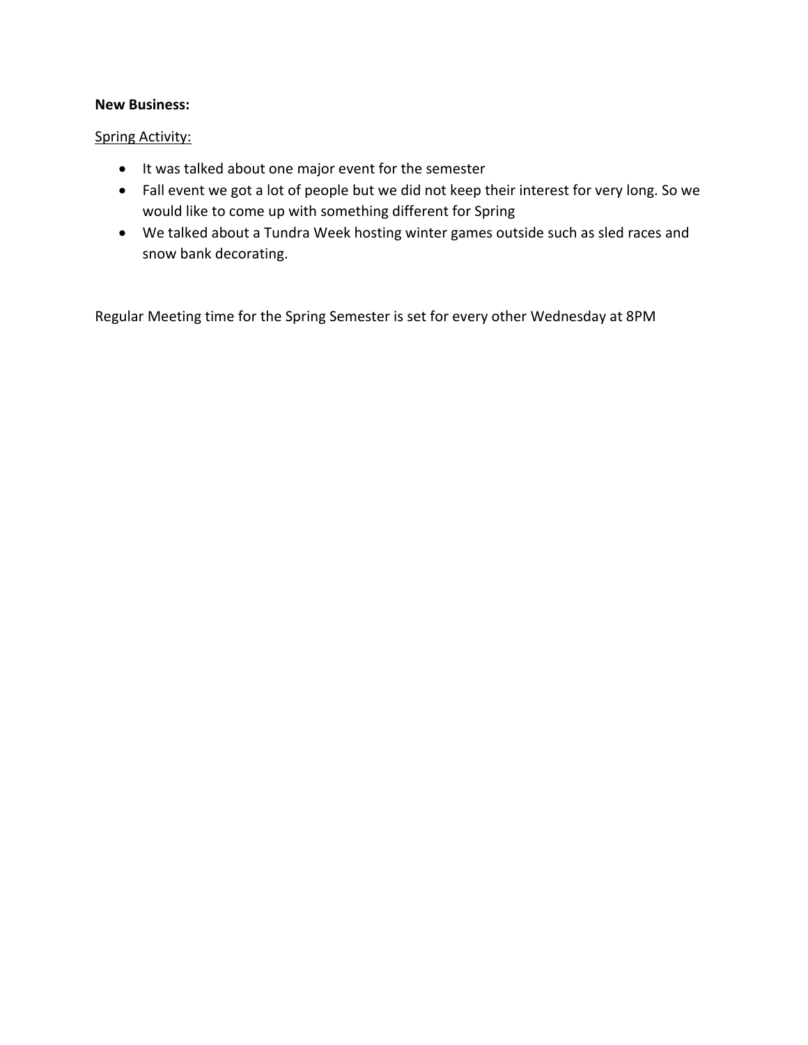**New Business:**

Spring Activity:

- It was talked about one major event for the semester
- Fall event we got a lot of people but we did not keep their interest for very long. So we would like to come up with something different for Spring
- We talked about a Tundra Week hosting winter games outside such as sled races and snow bank decorating.

Regular Meeting time for the Spring Semester is set for every other Wednesday at 8PM